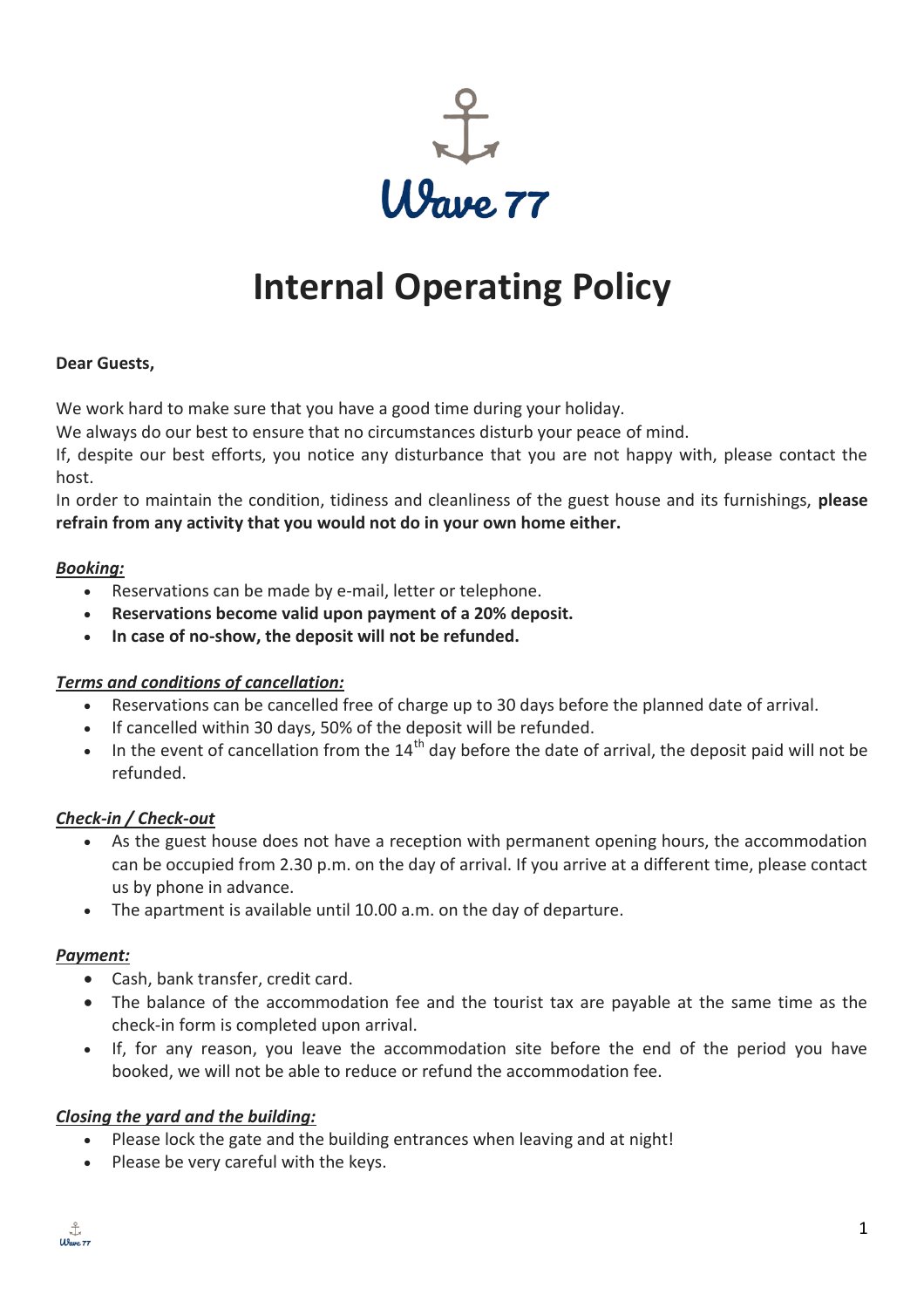# Wave 77

# Internal Operating Policy

**Dear Guests,**

We work hard to make sure that you have a good time during your holiday.
We always do our best to ensure that no circumstances disturb your peace of mind.
If, despite our best efforts, you notice any disturbance that you are not happy with, please contact the host.
In order to maintain the condition, tidiness and cleanliness of the guest house and its furnishings, **please refrain from any activity that you would not do in your own home either.**

***Booking:***

- Reservations can be made by e-mail, letter or telephone.
- **Reservations become valid upon payment of a 20% deposit.**
- **In case of no-show, the deposit will not be refunded.**

***Terms and conditions of cancellation:***

- Reservations can be cancelled free of charge up to 30 days before the planned date of arrival.
- If cancelled within 30 days, 50% of the deposit will be refunded.
- In the event of cancellation from the 14th day before the date of arrival, the deposit paid will not be refunded.

***Check-in / Check-out***

- As the guest house does not have a reception with permanent opening hours, the accommodation can be occupied from 2.30 p.m. on the day of arrival. If you arrive at a different time, please contact us by phone in advance.
- The apartment is available until 10.00 a.m. on the day of departure.

***Payment:***

- Cash, bank transfer, credit card.
- The balance of the accommodation fee and the tourist tax are payable at the same time as the check-in form is completed upon arrival.
- If, for any reason, you leave the accommodation site before the end of the period you have booked, we will not be able to reduce or refund the accommodation fee.

***Closing the yard and the building:***

- Please lock the gate and the building entrances when leaving and at night!
- Please be very careful with the keys.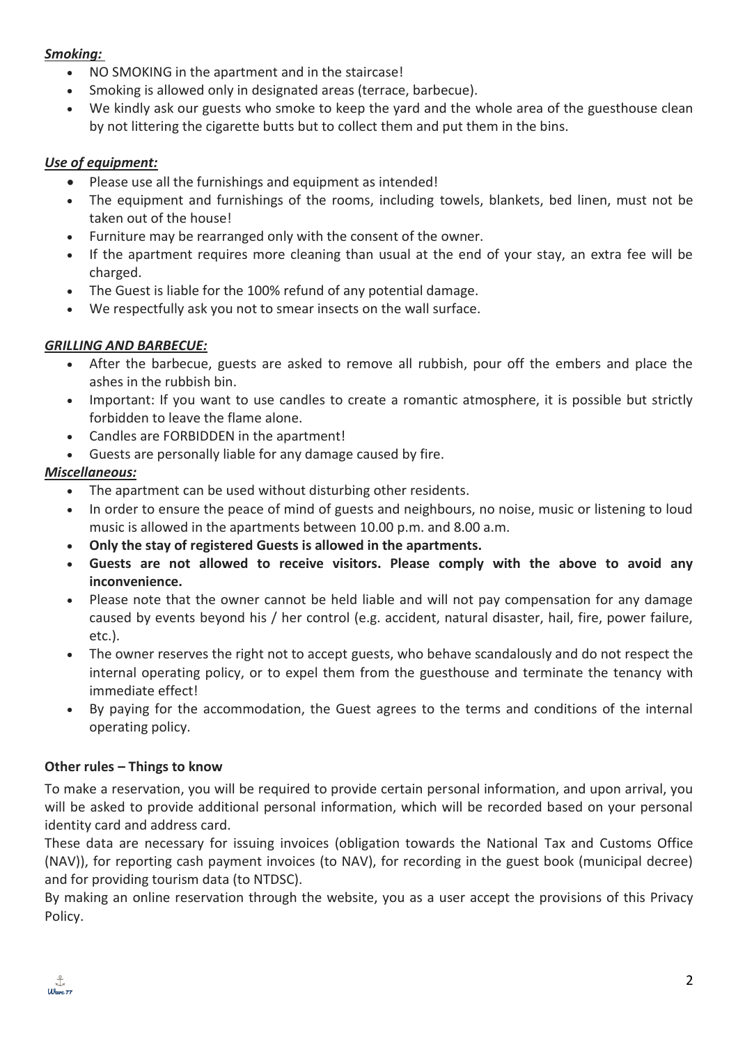***Smoking:***

- NO SMOKING in the apartment and in the staircase!
- Smoking is allowed only in designated areas (terrace, barbecue).
- We kindly ask our guests who smoke to keep the yard and the whole area of the guesthouse clean by not littering the cigarette butts but to collect them and put them in the bins.

***Use of equipment:***

- Please use all the furnishings and equipment as intended!
- The equipment and furnishings of the rooms, including towels, blankets, bed linen, must not be taken out of the house!
- Furniture may be rearranged only with the consent of the owner.
- If the apartment requires more cleaning than usual at the end of your stay, an extra fee will be charged.
- The Guest is liable for the 100% refund of any potential damage.
- We respectfully ask you not to smear insects on the wall surface.

***GRILLING AND BARBECUE:***

- After the barbecue, guests are asked to remove all rubbish, pour off the embers and place the ashes in the rubbish bin.
- Important: If you want to use candles to create a romantic atmosphere, it is possible but strictly forbidden to leave the flame alone.
- Candles are FORBIDDEN in the apartment!
- Guests are personally liable for any damage caused by fire.

***Miscellaneous:***

- The apartment can be used without disturbing other residents.
- In order to ensure the peace of mind of guests and neighbours, no noise, music or listening to loud music is allowed in the apartments between 10.00 p.m. and 8.00 a.m.
- **Only the stay of registered Guests is allowed in the apartments.**
- **Guests are not allowed to receive visitors. Please comply with the above to avoid any inconvenience.**
- Please note that the owner cannot be held liable and will not pay compensation for any damage caused by events beyond his / her control (e.g. accident, natural disaster, hail, fire, power failure, etc.).
- The owner reserves the right not to accept guests, who behave scandalously and do not respect the internal operating policy, or to expel them from the guesthouse and terminate the tenancy with immediate effect!
- By paying for the accommodation, the Guest agrees to the terms and conditions of the internal operating policy.

**Other rules – Things to know**

To make a reservation, you will be required to provide certain personal information, and upon arrival, you will be asked to provide additional personal information, which will be recorded based on your personal identity card and address card.

These data are necessary for issuing invoices (obligation towards the National Tax and Customs Office (NAV)), for reporting cash payment invoices (to NAV), for recording in the guest book (municipal decree) and for providing tourism data (to NTDSC).

By making an online reservation through the website, you as a user accept the provisions of this Privacy Policy.